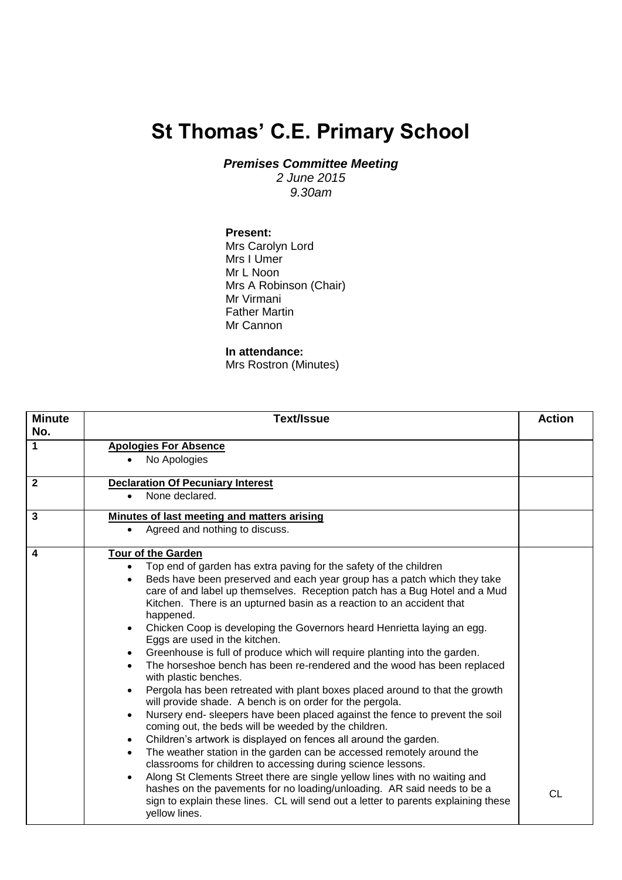# St Thomas' C.E. Primary School

***Premises Committee Meeting***
*2 June 2015*
*9.30am*

**Present:**
Mrs Carolyn Lord
Mrs I Umer
Mr L Noon
Mrs A Robinson (Chair)
Mr Virmani
Father Martin
Mr Cannon

**In attendance:**
Mrs Rostron (Minutes)

| Minute No. | Text/Issue | Action |
|---|---|---|
| 1 | **Apologies For Absence**<br>• No Apologies | |
| 2 | **Declaration Of Pecuniary Interest**<br>• None declared. | |
| 3 | **Minutes of last meeting and matters arising**<br>• Agreed and nothing to discuss. | |
| 4 | **Tour of the Garden**<br>• Top end of garden has extra paving for the safety of the children<br>• Beds have been preserved and each year group has a patch which they take care of and label up themselves. Reception patch has a Bug Hotel and a Mud Kitchen. There is an upturned basin as a reaction to an accident that happened.<br>• Chicken Coop is developing the Governors heard Henrietta laying an egg. Eggs are used in the kitchen.<br>• Greenhouse is full of produce which will require planting into the garden.<br>• The horseshoe bench has been re-rendered and the wood has been replaced with plastic benches.<br>• Pergola has been retreated with plant boxes placed around to that the growth will provide shade. A bench is on order for the pergola.<br>• Nursery end- sleepers have been placed against the fence to prevent the soil coming out, the beds will be weeded by the children.<br>• Children's artwork is displayed on fences all around the garden.<br>• The weather station in the garden can be accessed remotely around the classrooms for children to accessing during science lessons.<br>• Along St Clements Street there are single yellow lines with no waiting and hashes on the pavements for no loading/unloading. AR said needs to be a sign to explain these lines. CL will send out a letter to parents explaining these yellow lines. | CL |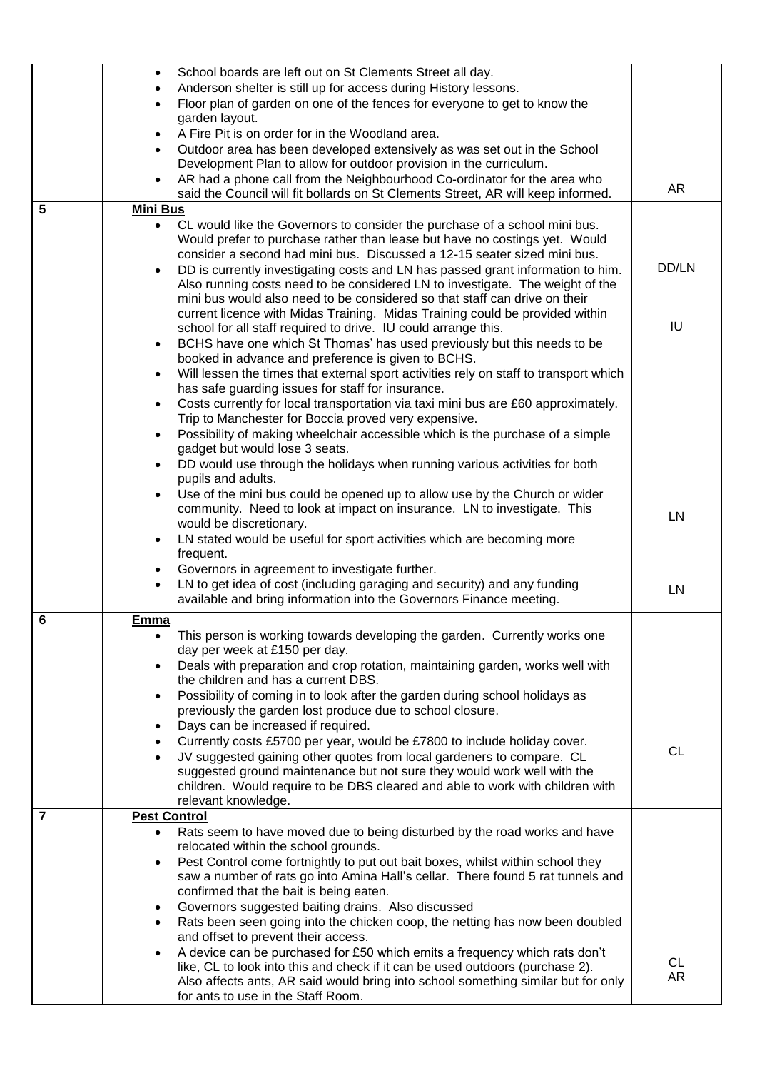| | | |
|---|---|---|
| | • School boards are left out on St Clements Street all day.<br>• Anderson shelter is still up for access during History lessons.<br>• Floor plan of garden on one of the fences for everyone to get to know the garden layout.<br>• A Fire Pit is on order for in the Woodland area.<br>• Outdoor area has been developed extensively as was set out in the School Development Plan to allow for outdoor provision in the curriculum.<br>• AR had a phone call from the Neighbourhood Co-ordinator for the area who said the Council will fit bollards on St Clements Street, AR will keep informed. | AR |
| 5 | **Mini Bus**<br>• CL would like the Governors to consider the purchase of a school mini bus. Would prefer to purchase rather than lease but have no costings yet. Would consider a second had mini bus. Discussed a 12-15 seater sized mini bus.<br>• DD is currently investigating costs and LN has passed grant information to him. Also running costs need to be considered LN to investigate. The weight of the mini bus would also need to be considered so that staff can drive on their current licence with Midas Training. Midas Training could be provided within school for all staff required to drive. IU could arrange this.<br>• BCHS have one which St Thomas' has used previously but this needs to be booked in advance and preference is given to BCHS.<br>• Will lessen the times that external sport activities rely on staff to transport which has safe guarding issues for staff for insurance.<br>• Costs currently for local transportation via taxi mini bus are £60 approximately. Trip to Manchester for Boccia proved very expensive.<br>• Possibility of making wheelchair accessible which is the purchase of a simple gadget but would lose 3 seats.<br>• DD would use through the holidays when running various activities for both pupils and adults.<br>• Use of the mini bus could be opened up to allow use by the Church or wider community. Need to look at impact on insurance. LN to investigate. This would be discretionary.<br>• LN stated would be useful for sport activities which are becoming more frequent.<br>• Governors in agreement to investigate further.<br>• LN to get idea of cost (including garaging and security) and any funding available and bring information into the Governors Finance meeting. | DD/LN<br><br>IU<br><br>LN<br><br>LN |
| 6 | **Emma**<br>• This person is working towards developing the garden. Currently works one day per week at £150 per day.<br>• Deals with preparation and crop rotation, maintaining garden, works well with the children and has a current DBS.<br>• Possibility of coming in to look after the garden during school holidays as previously the garden lost produce due to school closure.<br>• Days can be increased if required.<br>• Currently costs £5700 per year, would be £7800 to include holiday cover.<br>• JV suggested gaining other quotes from local gardeners to compare. CL suggested ground maintenance but not sure they would work well with the children. Would require to be DBS cleared and able to work with children with relevant knowledge. | CL |
| 7 | **Pest Control**<br>• Rats seem to have moved due to being disturbed by the road works and have relocated within the school grounds.<br>• Pest Control come fortnightly to put out bait boxes, whilst within school they saw a number of rats go into Amina Hall's cellar. There found 5 rat tunnels and confirmed that the bait is being eaten.<br>• Governors suggested baiting drains. Also discussed<br>• Rats been seen going into the chicken coop, the netting has now been doubled and offset to prevent their access.<br>• A device can be purchased for £50 which emits a frequency which rats don't like, CL to look into this and check if it can be used outdoors (purchase 2). Also affects ants, AR said would bring into school something similar but for only for ants to use in the Staff Room. | CL<br>AR |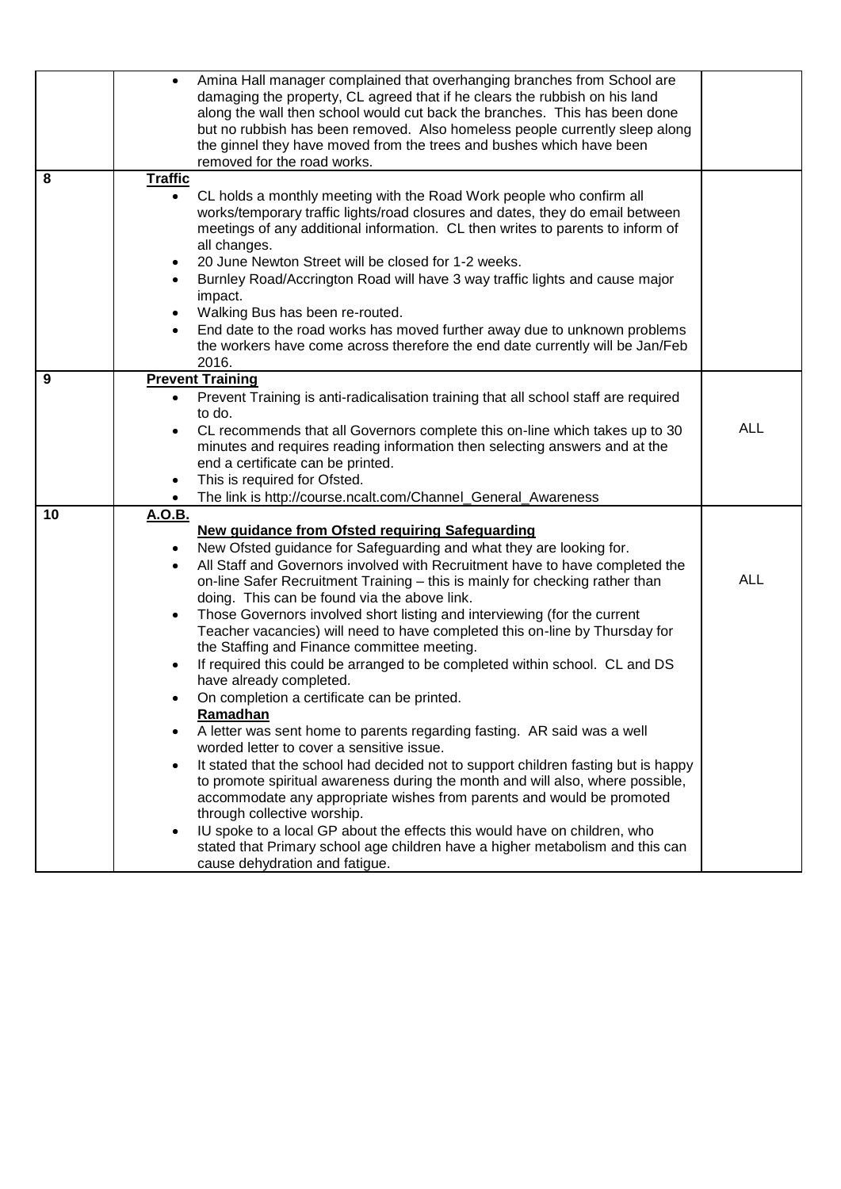| | | |
|---|---|---|
| | • Amina Hall manager complained that overhanging branches from School are damaging the property, CL agreed that if he clears the rubbish on his land along the wall then school would cut back the branches. This has been done but no rubbish has been removed. Also homeless people currently sleep along the ginnel they have moved from the trees and bushes which have been removed for the road works. | |
| 8 | **Traffic**<br>• CL holds a monthly meeting with the Road Work people who confirm all works/temporary traffic lights/road closures and dates, they do email between meetings of any additional information. CL then writes to parents to inform of all changes.<br>• 20 June Newton Street will be closed for 1-2 weeks.<br>• Burnley Road/Accrington Road will have 3 way traffic lights and cause major impact.<br>• Walking Bus has been re-routed.<br>• End date to the road works has moved further away due to unknown problems the workers have come across therefore the end date currently will be Jan/Feb 2016. | |
| 9 | **Prevent Training**<br>• Prevent Training is anti-radicalisation training that all school staff are required to do.<br>• CL recommends that all Governors complete this on-line which takes up to 30 minutes and requires reading information then selecting answers and at the end a certificate can be printed.<br>• This is required for Ofsted.<br>• The link is http://course.ncalt.com/Channel_General_Awareness | ALL |
| 10 | **A.O.B.**<br>**New guidance from Ofsted requiring Safeguarding**<br>• New Ofsted guidance for Safeguarding and what they are looking for.<br>• All Staff and Governors involved with Recruitment have to have completed the on-line Safer Recruitment Training – this is mainly for checking rather than doing. This can be found via the above link.<br>• Those Governors involved short listing and interviewing (for the current Teacher vacancies) will need to have completed this on-line by Thursday for the Staffing and Finance committee meeting.<br>• If required this could be arranged to be completed within school. CL and DS have already completed.<br>• On completion a certificate can be printed.<br>**Ramadhan**<br>• A letter was sent home to parents regarding fasting. AR said was a well worded letter to cover a sensitive issue.<br>• It stated that the school had decided not to support children fasting but is happy to promote spiritual awareness during the month and will also, where possible, accommodate any appropriate wishes from parents and would be promoted through collective worship.<br>• IU spoke to a local GP about the effects this would have on children, who stated that Primary school age children have a higher metabolism and this can cause dehydration and fatigue. | ALL |